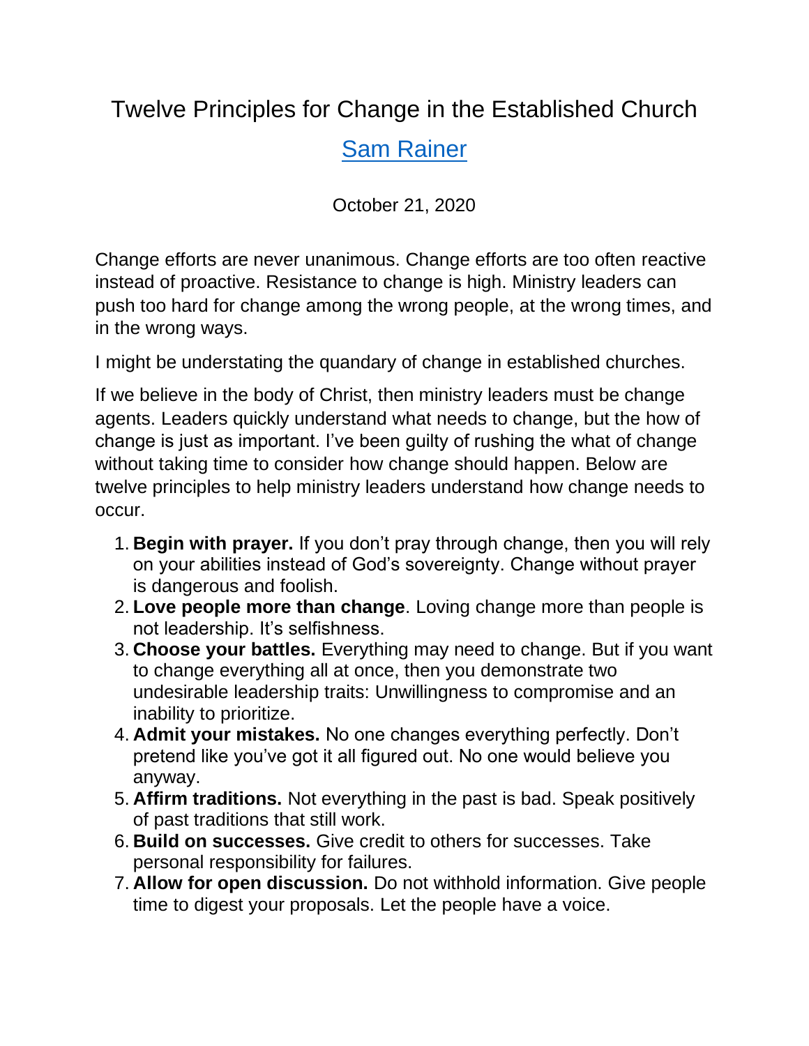# Twelve Principles for Change in the Established Church

## Sam Rainer

October 21, 2020

Change efforts are never unanimous. Change efforts are too often reactive instead of proactive. Resistance to change is high. Ministry leaders can push too hard for change among the wrong people, at the wrong times, and in the wrong ways.

I might be understating the quandary of change in established churches.

If we believe in the body of Christ, then ministry leaders must be change agents. Leaders quickly understand what needs to change, but the how of change is just as important. I've been guilty of rushing the what of change without taking time to consider how change should happen. Below are twelve principles to help ministry leaders understand how change needs to occur.

1. **Begin with prayer.** If you don't pray through change, then you will rely on your abilities instead of God's sovereignty. Change without prayer is dangerous and foolish.
2. **Love people more than change**. Loving change more than people is not leadership. It's selfishness.
3. **Choose your battles.** Everything may need to change. But if you want to change everything all at once, then you demonstrate two undesirable leadership traits: Unwillingness to compromise and an inability to prioritize.
4. **Admit your mistakes.** No one changes everything perfectly. Don't pretend like you've got it all figured out. No one would believe you anyway.
5. **Affirm traditions.** Not everything in the past is bad. Speak positively of past traditions that still work.
6. **Build on successes.** Give credit to others for successes. Take personal responsibility for failures.
7. **Allow for open discussion.** Do not withhold information. Give people time to digest your proposals. Let the people have a voice.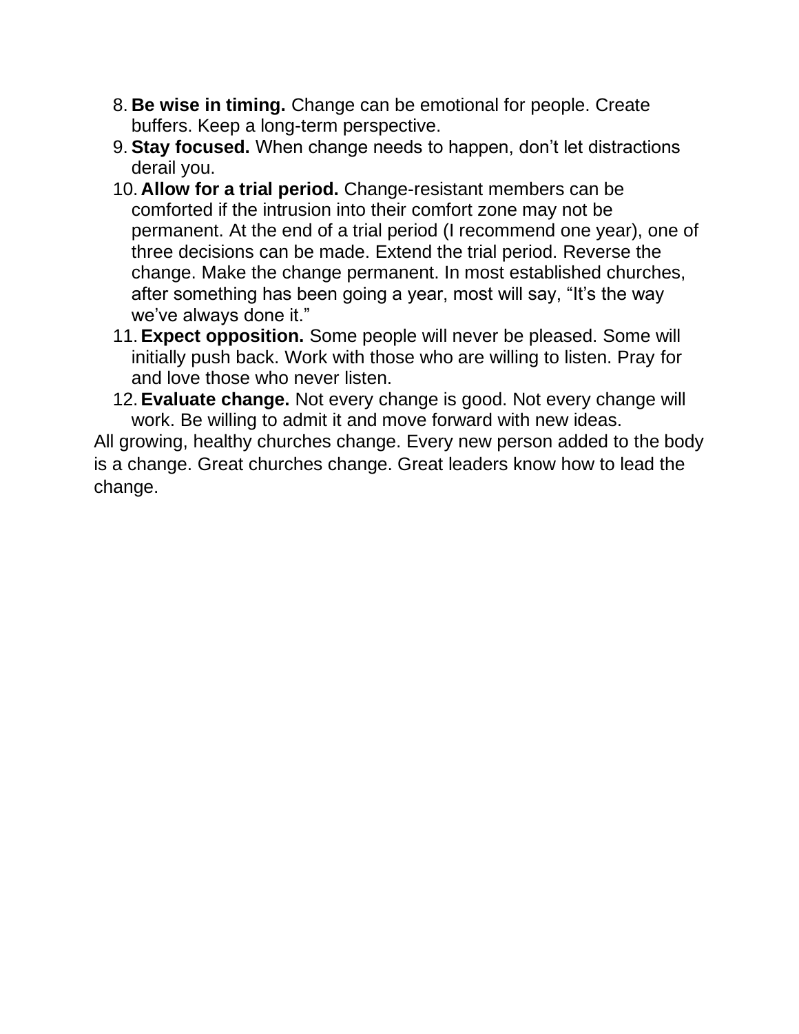8. **Be wise in timing.** Change can be emotional for people. Create buffers. Keep a long-term perspective.
9. **Stay focused.** When change needs to happen, don't let distractions derail you.
10. **Allow for a trial period.** Change-resistant members can be comforted if the intrusion into their comfort zone may not be permanent. At the end of a trial period (I recommend one year), one of three decisions can be made. Extend the trial period. Reverse the change. Make the change permanent. In most established churches, after something has been going a year, most will say, "It's the way we've always done it."
11. **Expect opposition.** Some people will never be pleased. Some will initially push back. Work with those who are willing to listen. Pray for and love those who never listen.
12. **Evaluate change.** Not every change is good. Not every change will work. Be willing to admit it and move forward with new ideas.

All growing, healthy churches change. Every new person added to the body is a change. Great churches change. Great leaders know how to lead the change.